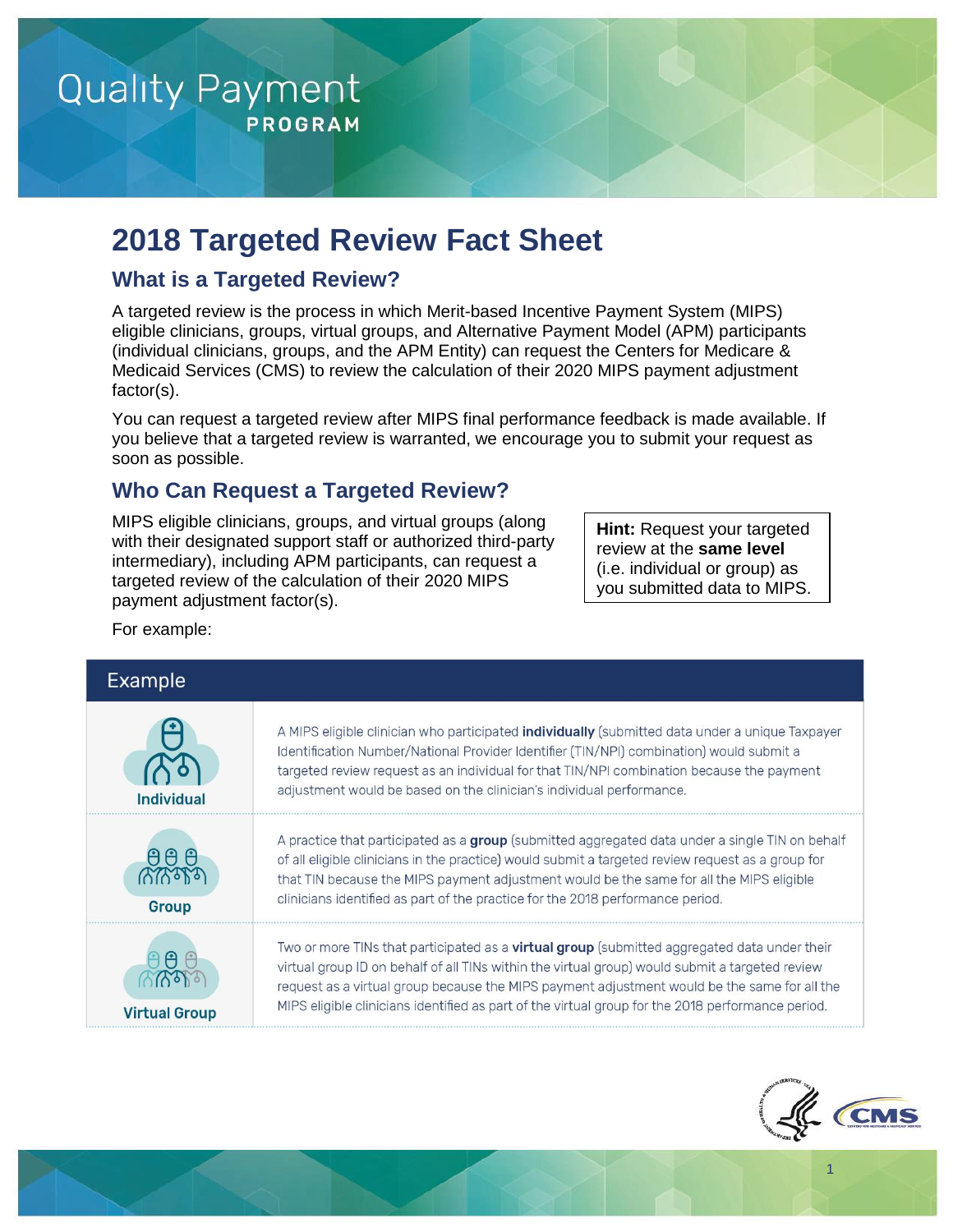Quality Payment PROGRAM

# 2018 Targeted Review Fact Sheet

## What is a Targeted Review?

A targeted review is the process in which Merit-based Incentive Payment System (MIPS) eligible clinicians, groups, virtual groups, and Alternative Payment Model (APM) participants (individual clinicians, groups, and the APM Entity) can request the Centers for Medicare & Medicaid Services (CMS) to review the calculation of their 2020 MIPS payment adjustment factor(s).

You can request a targeted review after MIPS final performance feedback is made available. If you believe that a targeted review is warranted, we encourage you to submit your request as soon as possible.

## Who Can Request a Targeted Review?

MIPS eligible clinicians, groups, and virtual groups (along with their designated support staff or authorized third-party intermediary), including APM participants, can request a targeted review of the calculation of their 2020 MIPS payment adjustment factor(s).

> **Hint:** Request your targeted review at the **same level** (i.e. individual or group) as you submitted data to MIPS.

For example:

| Example | |
|---|---|
| Individual | A MIPS eligible clinician who participated **individually** (submitted data under a unique Taxpayer Identification Number/National Provider Identifier (TIN/NPI) combination) would submit a targeted review request as an individual for that TIN/NPI combination because the payment adjustment would be based on the clinician's individual performance. |
| Group | A practice that participated as a **group** (submitted aggregated data under a single TIN on behalf of all eligible clinicians in the practice) would submit a targeted review request as a group for that TIN because the MIPS payment adjustment would be the same for all the MIPS eligible clinicians identified as part of the practice for the 2018 performance period. |
| Virtual Group | Two or more TINs that participated as a **virtual group** (submitted aggregated data under their virtual group ID on behalf of all TINs within the virtual group) would submit a targeted review request as a virtual group because the MIPS payment adjustment would be the same for all the MIPS eligible clinicians identified as part of the virtual group for the 2018 performance period. |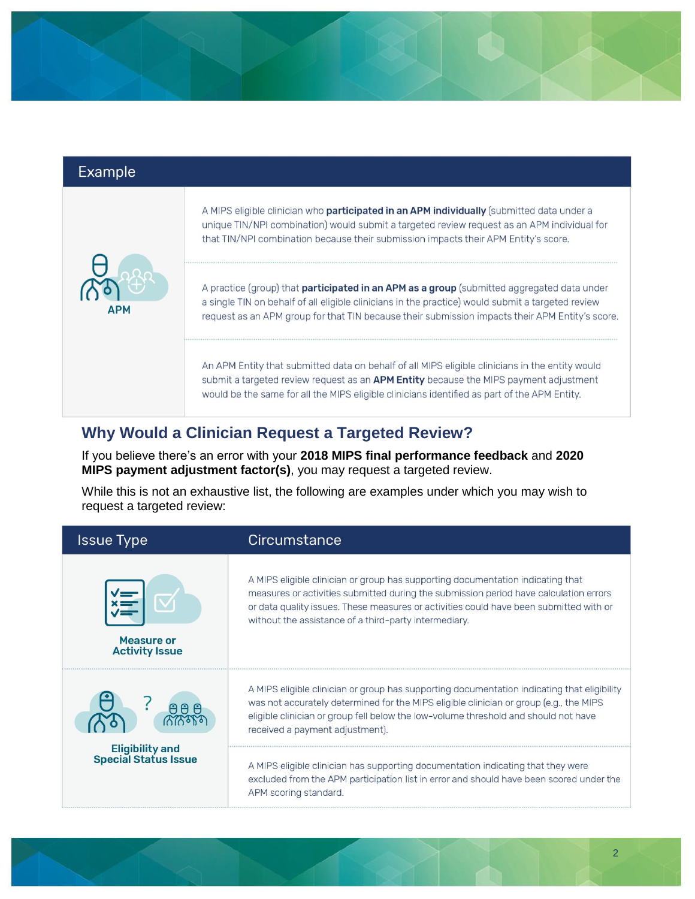| Example | |
|---|---|
| APM | A MIPS eligible clinician who **participated in an APM individually** (submitted data under a unique TIN/NPI combination) would submit a targeted review request as an APM individual for that TIN/NPI combination because their submission impacts their APM Entity's score. |
| | A practice (group) that **participated in an APM as a group** (submitted aggregated data under a single TIN on behalf of all eligible clinicians in the practice) would submit a targeted review request as an APM group for that TIN because their submission impacts their APM Entity's score. |
| | An APM Entity that submitted data on behalf of all MIPS eligible clinicians in the entity would submit a targeted review request as an **APM Entity** because the MIPS payment adjustment would be the same for all the MIPS eligible clinicians identified as part of the APM Entity. |

## Why Would a Clinician Request a Targeted Review?

If you believe there's an error with your **2018 MIPS final performance feedback** and **2020 MIPS payment adjustment factor(s)**, you may request a targeted review.

While this is not an exhaustive list, the following are examples under which you may wish to request a targeted review:

| Issue Type | Circumstance |
|---|---|
| Measure or Activity Issue | A MIPS eligible clinician or group has supporting documentation indicating that measures or activities submitted during the submission period have calculation errors or data quality issues. These measures or activities could have been submitted with or without the assistance of a third-party intermediary. |
| Eligibility and Special Status Issue | A MIPS eligible clinician or group has supporting documentation indicating that eligibility was not accurately determined for the MIPS eligible clinician or group (e.g., the MIPS eligible clinician or group fell below the low-volume threshold and should not have received a payment adjustment). |
| | A MIPS eligible clinician has supporting documentation indicating that they were excluded from the APM participation list in error and should have been scored under the APM scoring standard. |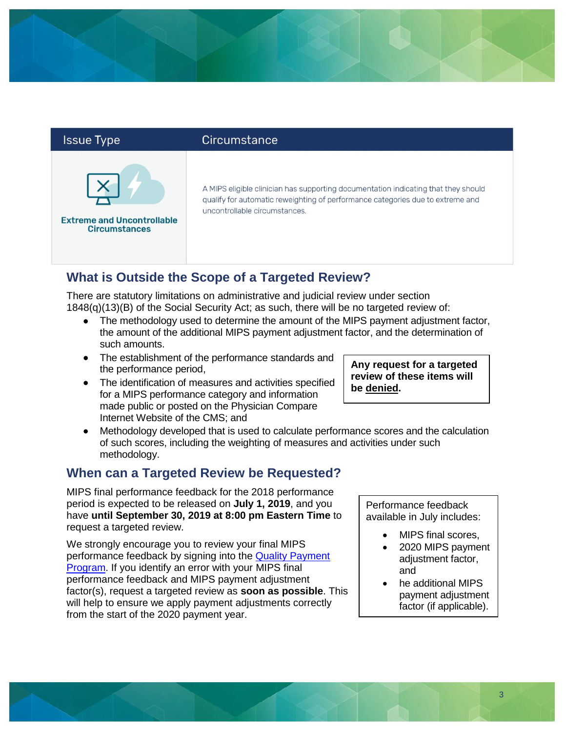| Issue Type | Circumstance |
| --- | --- |
| Extreme and Uncontrollable Circumstances | A MIPS eligible clinician has supporting documentation indicating that they should qualify for automatic reweighting of performance categories due to extreme and uncontrollable circumstances. |

## What is Outside the Scope of a Targeted Review?

There are statutory limitations on administrative and judicial review under section 1848(q)(13)(B) of the Social Security Act; as such, there will be no targeted review of:

- The methodology used to determine the amount of the MIPS payment adjustment factor, the amount of the additional MIPS payment adjustment factor, and the determination of such amounts.
- The establishment of the performance standards and the performance period,
- The identification of measures and activities specified for a MIPS performance category and information made public or posted on the Physician Compare Internet Website of the CMS; and
- Methodology developed that is used to calculate performance scores and the calculation of such scores, including the weighting of measures and activities under such methodology.

**Any request for a targeted review of these items will be denied.**

## When can a Targeted Review be Requested?

MIPS final performance feedback for the 2018 performance period is expected to be released on **July 1, 2019**, and you have **until September 30, 2019 at 8:00 pm Eastern Time** to request a targeted review.

We strongly encourage you to review your final MIPS performance feedback by signing into the [Quality Payment Program](). If you identify an error with your MIPS final performance feedback and MIPS payment adjustment factor(s), request a targeted review as **soon as possible**. This will help to ensure we apply payment adjustments correctly from the start of the 2020 payment year.

Performance feedback available in July includes:

- MIPS final scores,
- 2020 MIPS payment adjustment factor, and
- he additional MIPS payment adjustment factor (if applicable).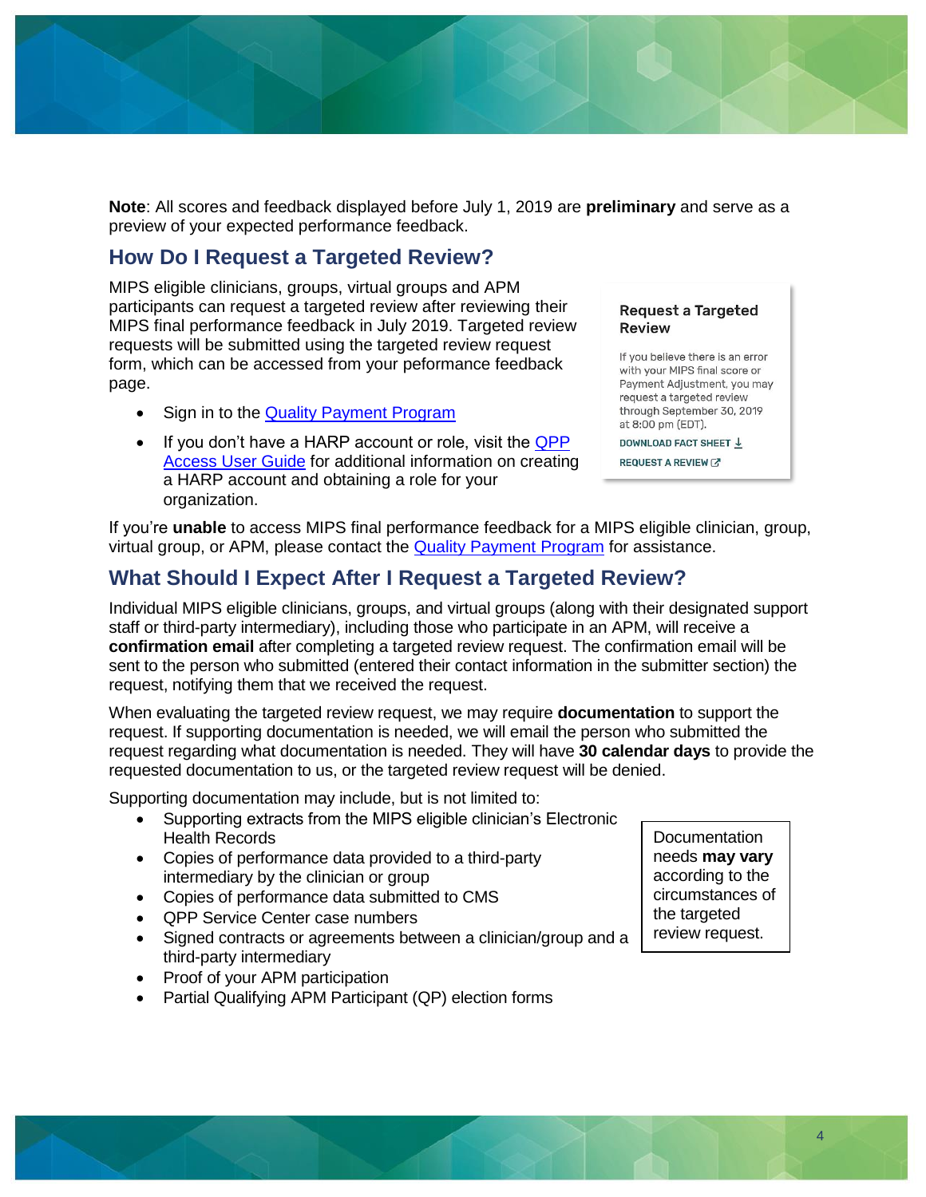**Note**: All scores and feedback displayed before July 1, 2019 are **preliminary** and serve as a preview of your expected performance feedback.

## How Do I Request a Targeted Review?

MIPS eligible clinicians, groups, virtual groups and APM participants can request a targeted review after reviewing their MIPS final performance feedback in July 2019. Targeted review requests will be submitted using the targeted review request form, which can be accessed from your peformance feedback page.

- Sign in to the [Quality Payment Program]
- If you don't have a HARP account or role, visit the [QPP Access User Guide] for additional information on creating a HARP account and obtaining a role for your organization.

**Request a Targeted Review**

If you believe there is an error with your MIPS final score or Payment Adjustment, you may request a targeted review through September 30, 2019 at 8:00 pm (EDT).

DOWNLOAD FACT SHEET

REQUEST A REVIEW

If you're **unable** to access MIPS final performance feedback for a MIPS eligible clinician, group, virtual group, or APM, please contact the [Quality Payment Program] for assistance.

## What Should I Expect After I Request a Targeted Review?

Individual MIPS eligible clinicians, groups, and virtual groups (along with their designated support staff or third-party intermediary), including those who participate in an APM, will receive a **confirmation email** after completing a targeted review request. The confirmation email will be sent to the person who submitted (entered their contact information in the submitter section) the request, notifying them that we received the request.

When evaluating the targeted review request, we may require **documentation** to support the request. If supporting documentation is needed, we will email the person who submitted the request regarding what documentation is needed. They will have **30 calendar days** to provide the requested documentation to us, or the targeted review request will be denied.

Supporting documentation may include, but is not limited to:

- Supporting extracts from the MIPS eligible clinician's Electronic Health Records
- Copies of performance data provided to a third-party intermediary by the clinician or group
- Copies of performance data submitted to CMS
- QPP Service Center case numbers
- Signed contracts or agreements between a clinician/group and a third-party intermediary
- Proof of your APM participation
- Partial Qualifying APM Participant (QP) election forms

Documentation needs **may vary** according to the circumstances of the targeted review request.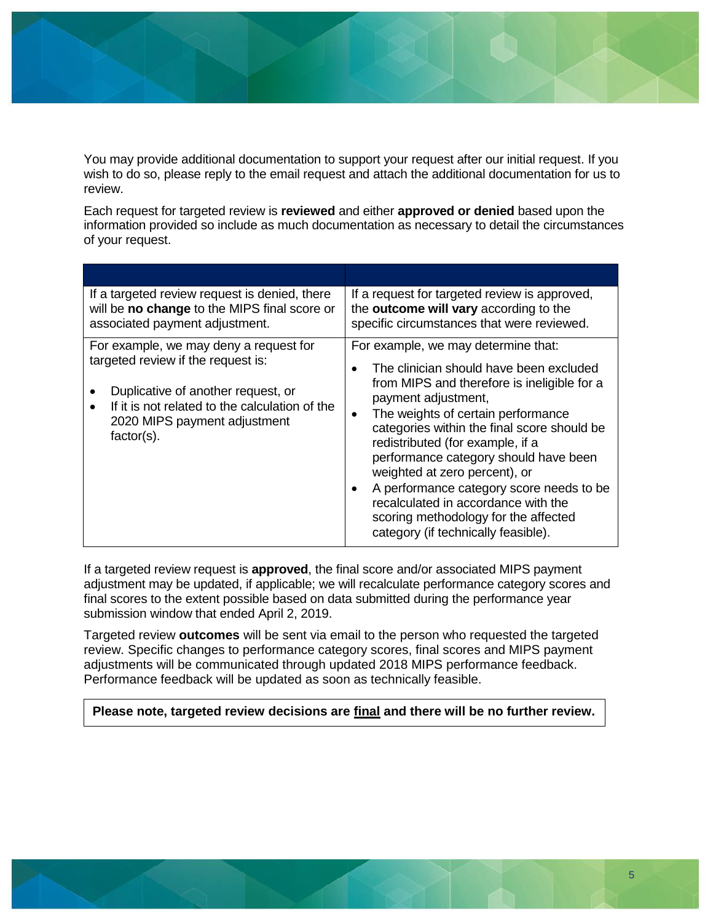You may provide additional documentation to support your request after our initial request. If you wish to do so, please reply to the email request and attach the additional documentation for us to review.

Each request for targeted review is **reviewed** and either **approved or denied** based upon the information provided so include as much documentation as necessary to detail the circumstances of your request.

| | |
|---|---|
| If a targeted review request is denied, there will be **no change** to the MIPS final score or associated payment adjustment. | If a request for targeted review is approved, the **outcome will vary** according to the specific circumstances that were reviewed. |
| For example, we may deny a request for targeted review if the request is:<br>• Duplicative of another request, or<br>• If it is not related to the calculation of the 2020 MIPS payment adjustment factor(s). | For example, we may determine that:<br>• The clinician should have been excluded from MIPS and therefore is ineligible for a payment adjustment,<br>• The weights of certain performance categories within the final score should be redistributed (for example, if a performance category should have been weighted at zero percent), or<br>• A performance category score needs to be recalculated in accordance with the scoring methodology for the affected category (if technically feasible). |

If a targeted review request is **approved**, the final score and/or associated MIPS payment adjustment may be updated, if applicable; we will recalculate performance category scores and final scores to the extent possible based on data submitted during the performance year submission window that ended April 2, 2019.

Targeted review **outcomes** will be sent via email to the person who requested the targeted review. Specific changes to performance category scores, final scores and MIPS payment adjustments will be communicated through updated 2018 MIPS performance feedback. Performance feedback will be updated as soon as technically feasible.

**Please note, targeted review decisions are final and there will be no further review.**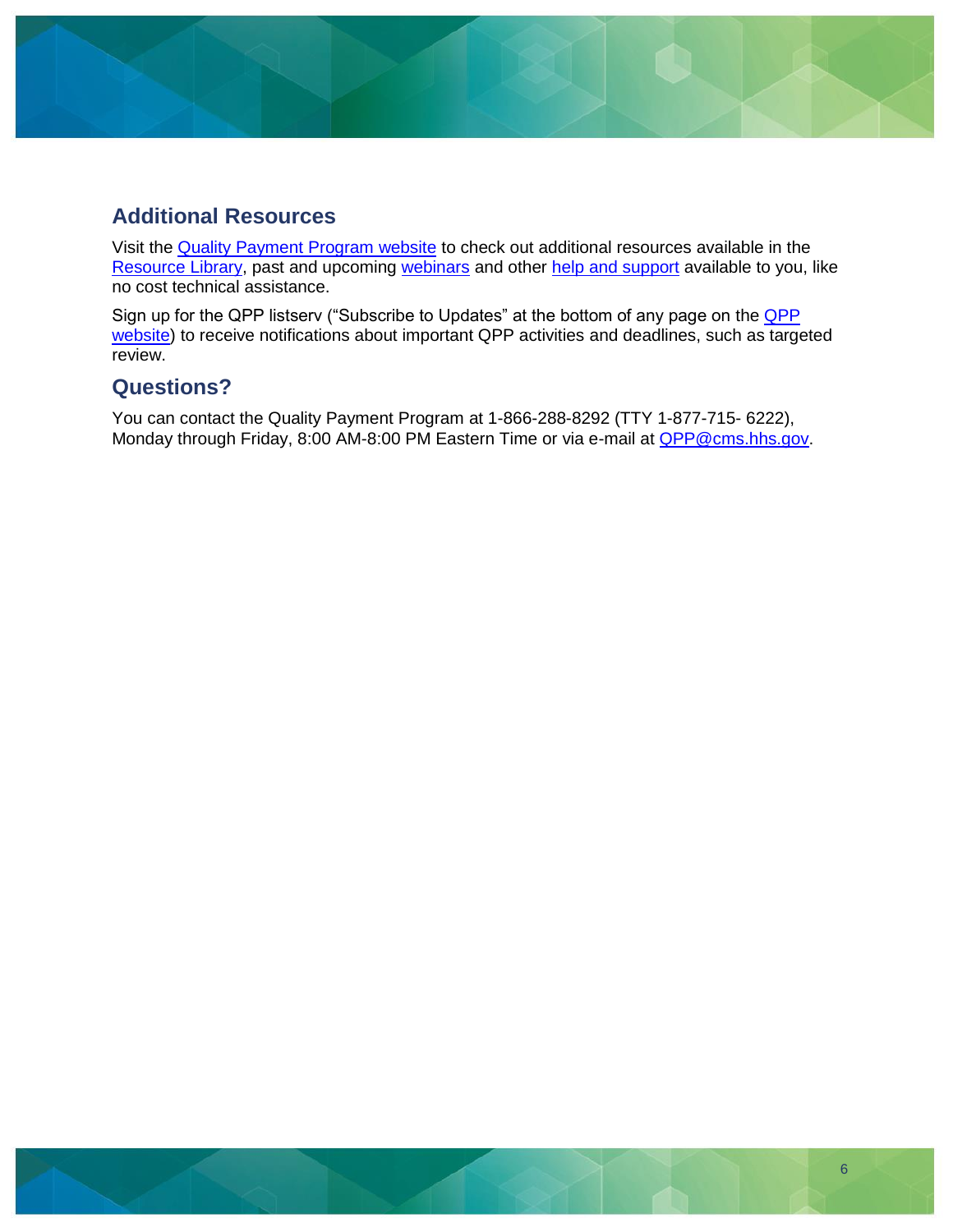## Additional Resources

Visit the Quality Payment Program website to check out additional resources available in the Resource Library, past and upcoming webinars and other help and support available to you, like no cost technical assistance.

Sign up for the QPP listserv ("Subscribe to Updates" at the bottom of any page on the QPP website) to receive notifications about important QPP activities and deadlines, such as targeted review.

## Questions?

You can contact the Quality Payment Program at 1-866-288-8292 (TTY 1-877-715- 6222), Monday through Friday, 8:00 AM-8:00 PM Eastern Time or via e-mail at QPP@cms.hhs.gov.